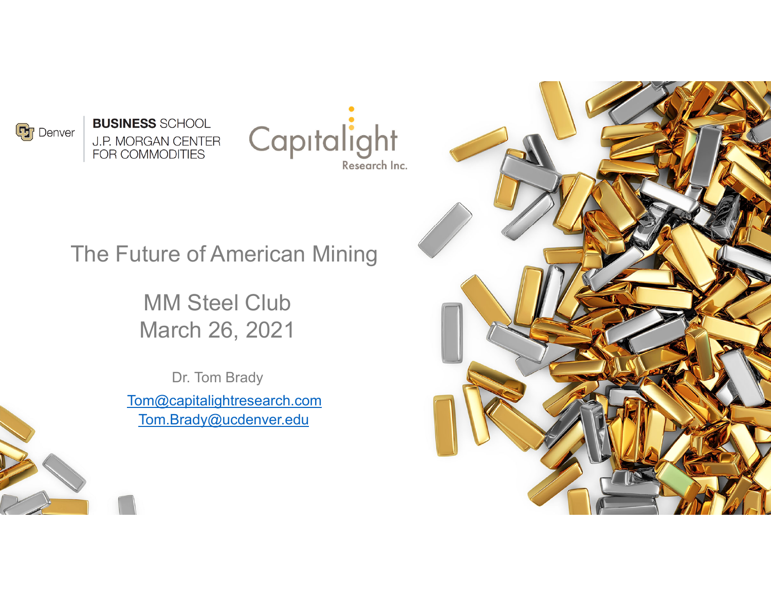Denver | **BUSINESS** SCHOOL
J.P. MORGAN CENTER
FOR COMMODITIES

Capitalight
Research Inc.

# The Future of American Mining

## MM Steel Club
## March 26, 2021

Dr. Tom Brady

[Tom@capitalightresearch.com](mailto:Tom@capitalightresearch.com)

[Tom.Brady@ucdenver.edu](mailto:Tom.Brady@ucdenver.edu)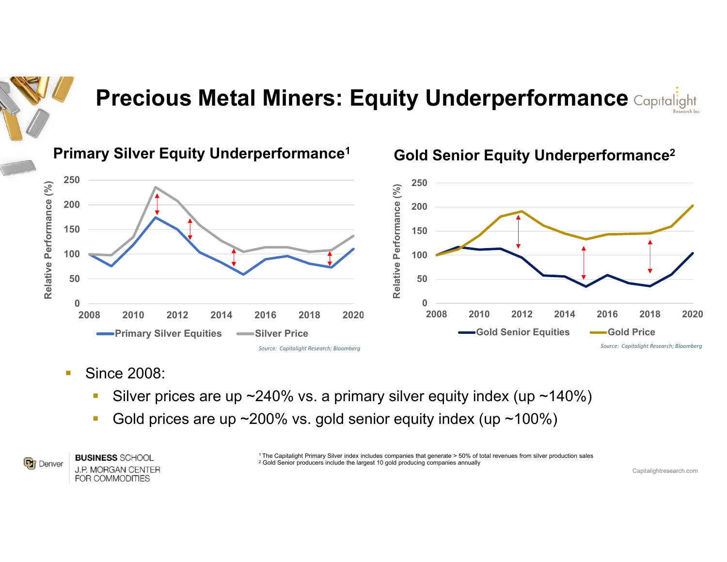# Precious Metal Miners: Equity Underperformance

## Primary Silver Equity Underperformance[1]

Relative Performance (%)

Primary Silver Equities — Silver Price

*Source: Capitalight Research; Bloomberg*

## Gold Senior Equity Underperformance[2]

Relative Performance (%)

Gold Senior Equities — Gold Price

*Source: Capitalight Research; Bloomberg*

- Since 2008:
  - Silver prices are up ~240% vs. a primary silver equity index (up ~140%)
  - Gold prices are up ~200% vs. gold senior equity index (up ~100%)

[1] The Capitalight Primary Silver index includes companies that generate > 50% of total revenues from silver production sales
[2] Gold Senior producers include the largest 10 gold producing companies annually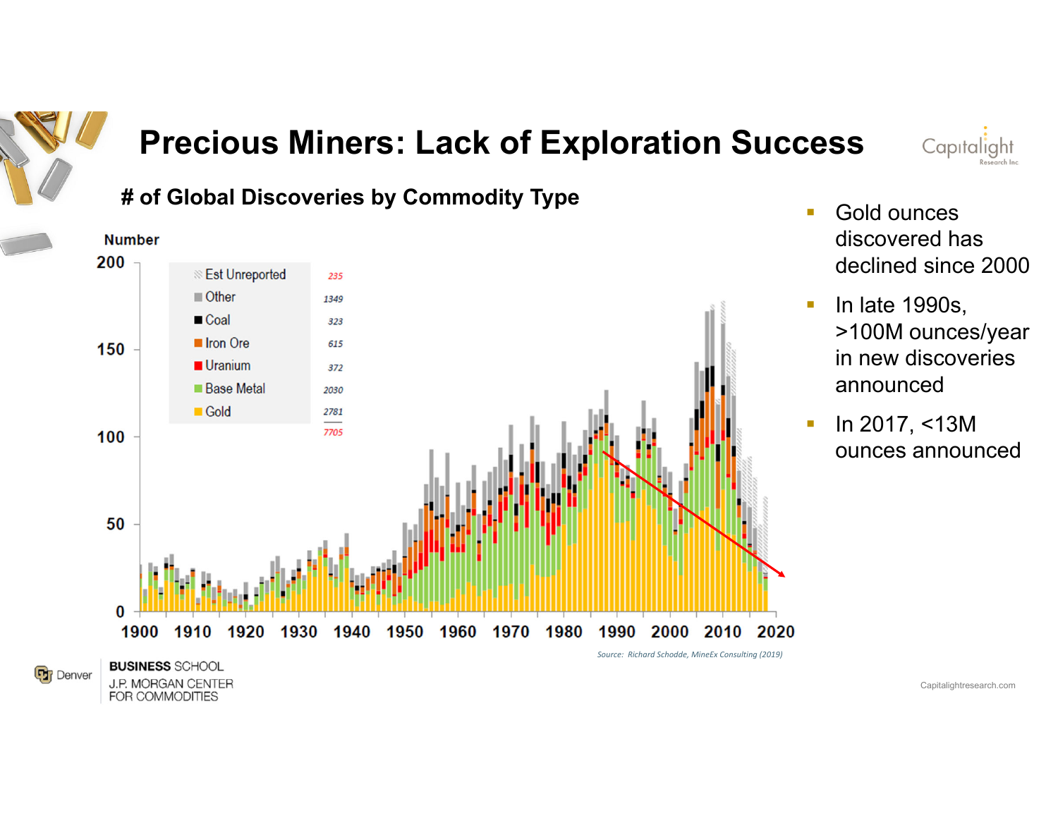# Precious Miners: Lack of Exploration Success

### # of Global Discoveries by Commodity Type

| Commodity | Number |
| --- | --- |
| Est Unreported | 235 |
| Other | 1349 |
| Coal | 323 |
| Iron Ore | 615 |
| Uranium | 372 |
| Base Metal | 2030 |
| Gold | 2781 |
| **Total** | 7705 |

Source: Richard Schodde, MinEx Consulting (2019)

- Gold ounces discovered has declined since 2000
- In late 1990s, >100M ounces/year in new discoveries announced
- In 2017, <13M ounces announced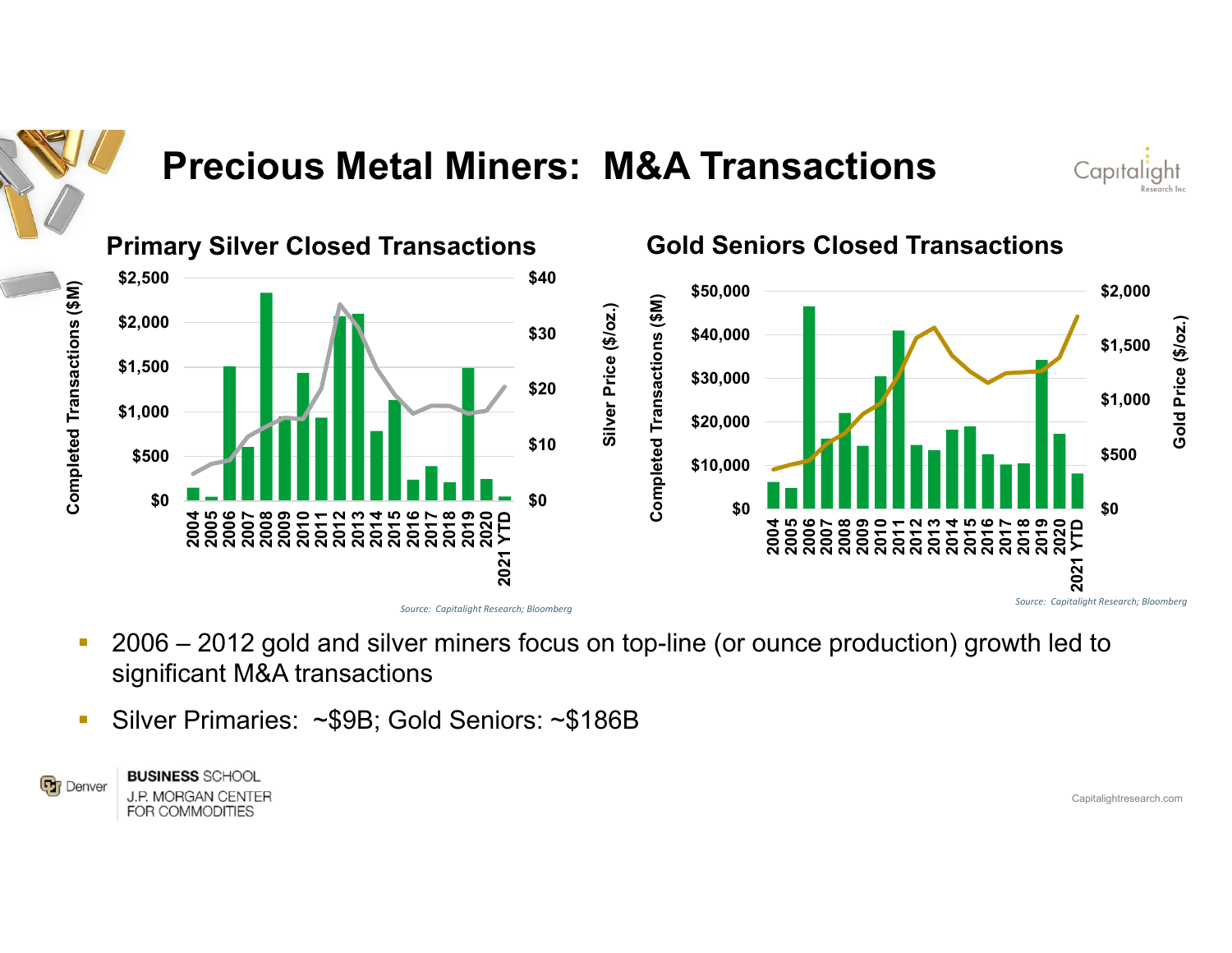# Precious Metal Miners: M&A Transactions

## Primary Silver Closed Transactions

Source: Capitalight Research; Bloomberg

## Gold Seniors Closed Transactions

Source: Capitalight Research; Bloomberg

- 2006 – 2012 gold and silver miners focus on top-line (or ounce production) growth led to significant M&A transactions
- Silver Primaries: ~$9B; Gold Seniors: ~$186B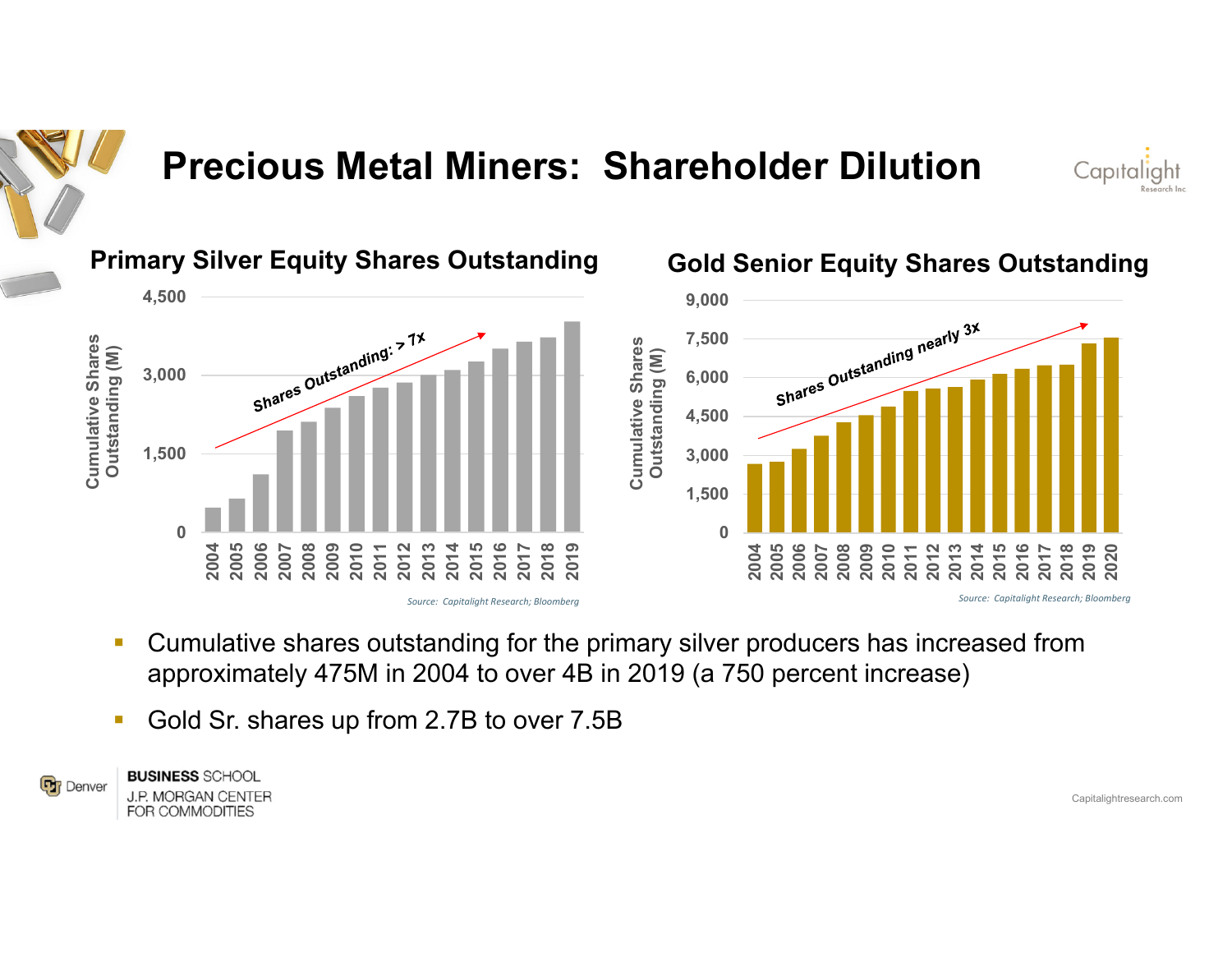# Precious Metal Miners: Shareholder Dilution

### Primary Silver Equity Shares Outstanding

Cumulative Shares Outstanding (M)

Shares Outstanding: > 7x

Source: Capitalight Research; Bloomberg

### Gold Senior Equity Shares Outstanding

Cumulative Shares Outstanding (M)

Shares Outstanding nearly 3x

Source: Capitalight Research; Bloomberg

- Cumulative shares outstanding for the primary silver producers has increased from approximately 475M in 2004 to over 4B in 2019 (a 750 percent increase)
- Gold Sr. shares up from 2.7B to over 7.5B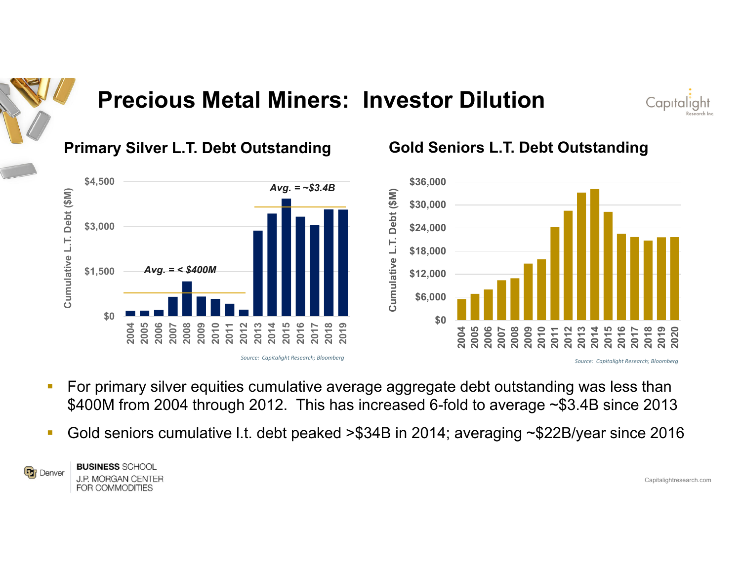# Precious Metal Miners: Investor Dilution

### Primary Silver L.T. Debt Outstanding

Cumulative L.T. Debt ($M)

$4,500 | $3,000 | $1,500 | $0

*Avg. = < $400M* (2004–2012)

*Avg. = ~$3.4B* (2013–2019)

2004 2005 2006 2007 2008 2009 2010 2011 2012 2013 2014 2015 2016 2017 2018 2019

*Source: Capitalight Research; Bloomberg*

### Gold Seniors L.T. Debt Outstanding

Cumulative L.T. Debt ($M)

$36,000 | $30,000 | $24,000 | $18,000 | $12,000 | $6,000 | $0

2004 2005 2006 2007 2008 2009 2010 2011 2012 2013 2014 2015 2016 2017 2018 2019 2020

*Source: Capitalight Research; Bloomberg*

- For primary silver equities cumulative average aggregate debt outstanding was less than $400M from 2004 through 2012. This has increased 6-fold to average ~$3.4B since 2013
- Gold seniors cumulative l.t. debt peaked >$34B in 2014; averaging ~$22B/year since 2016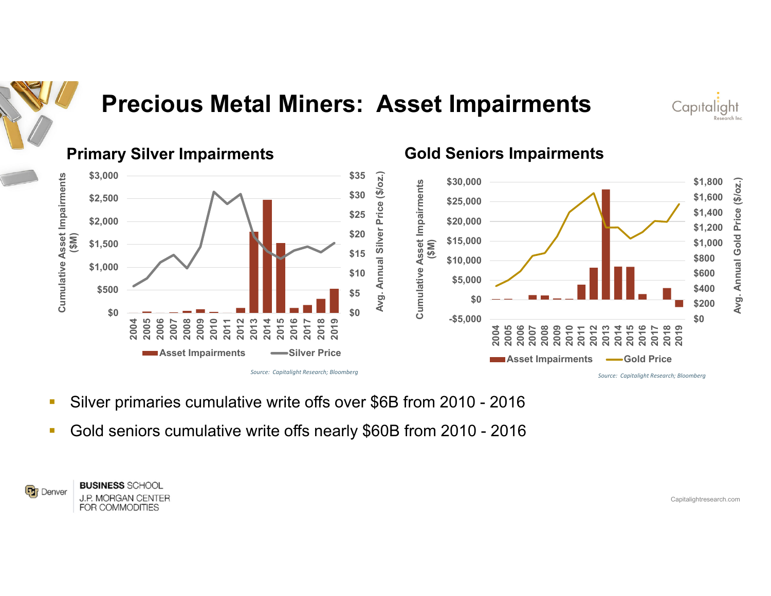# Precious Metal Miners: Asset Impairments

## Primary Silver Impairments

Cumulative Asset Impairments ($M) | Avg. Annual Silver Price ($/oz.)

Asset Impairments | Silver Price

*Source: Capitalight Research; Bloomberg*

## Gold Seniors Impairments

Cumulative Asset Impairments ($M) | Avg. Annual Gold Price ($/oz.)

Asset Impairments | Gold Price

*Source: Capitalight Research; Bloomberg*

- Silver primaries cumulative write offs over $6B from 2010 - 2016
- Gold seniors cumulative write offs nearly $60B from 2010 - 2016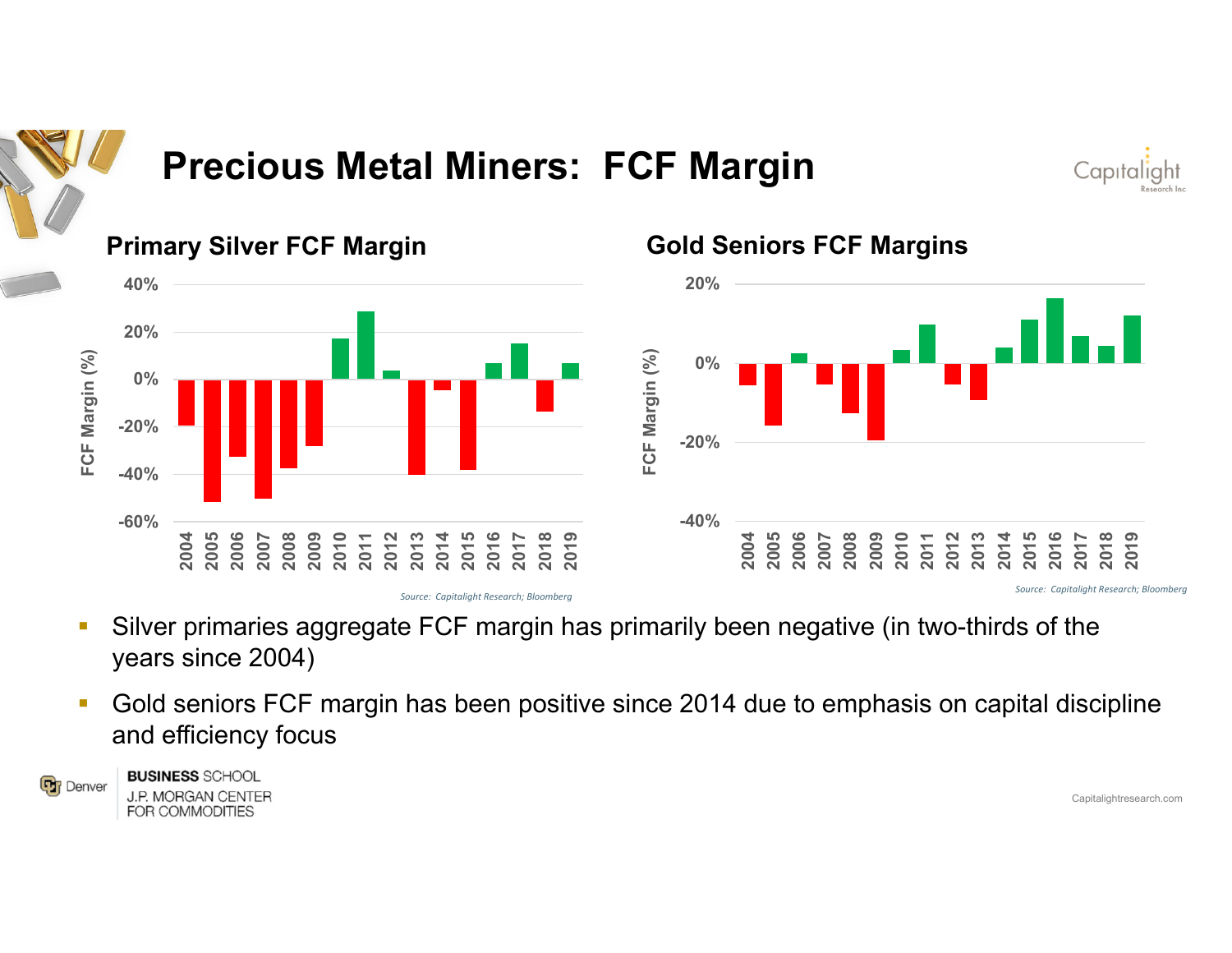# Precious Metal Miners: FCF Margin

## Primary Silver FCF Margin

Source: Capitalight Research; Bloomberg

## Gold Seniors FCF Margins

Source: Capitalight Research; Bloomberg

- Silver primaries aggregate FCF margin has primarily been negative (in two-thirds of the years since 2004)
- Gold seniors FCF margin has been positive since 2014 due to emphasis on capital discipline and efficiency focus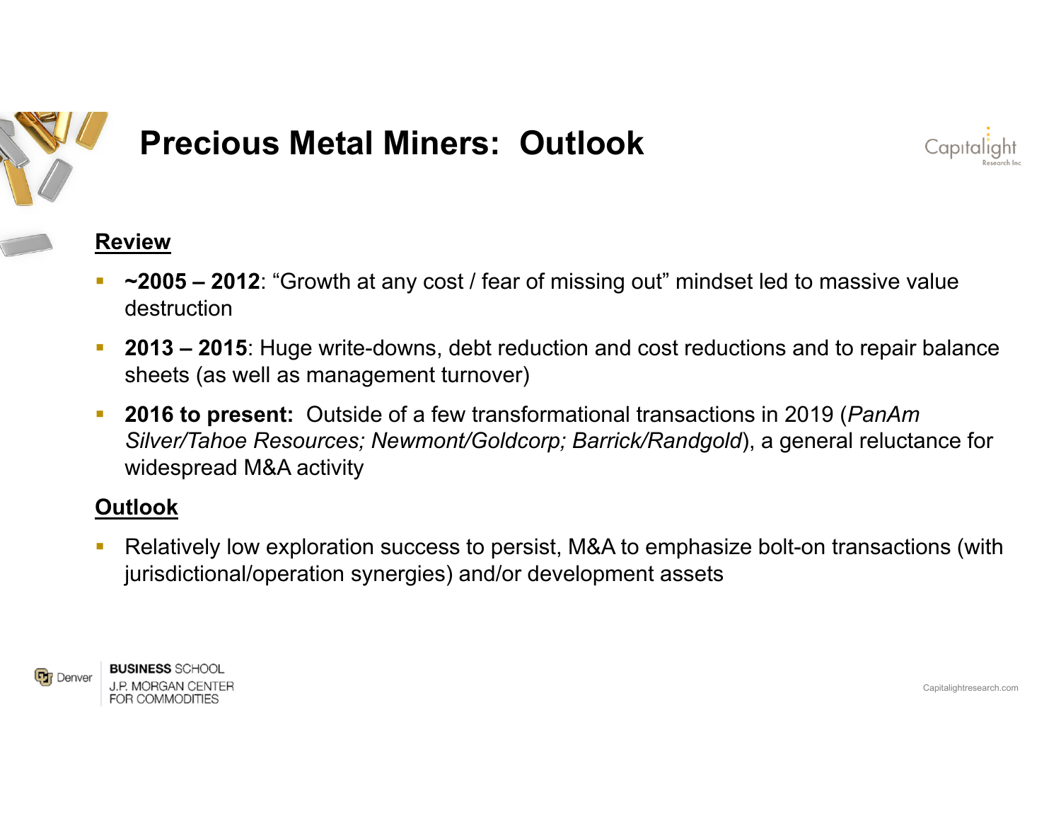# Precious Metal Miners: Outlook

**Review**

- **~2005 – 2012**: "Growth at any cost / fear of missing out" mindset led to massive value destruction
- **2013 – 2015**: Huge write-downs, debt reduction and cost reductions and to repair balance sheets (as well as management turnover)
- **2016 to present:** Outside of a few transformational transactions in 2019 (*PanAm Silver/Tahoe Resources; Newmont/Goldcorp; Barrick/Randgold*), a general reluctance for widespread M&A activity

**Outlook**

- Relatively low exploration success to persist, M&A to emphasize bolt-on transactions (with jurisdictional/operation synergies) and/or development assets